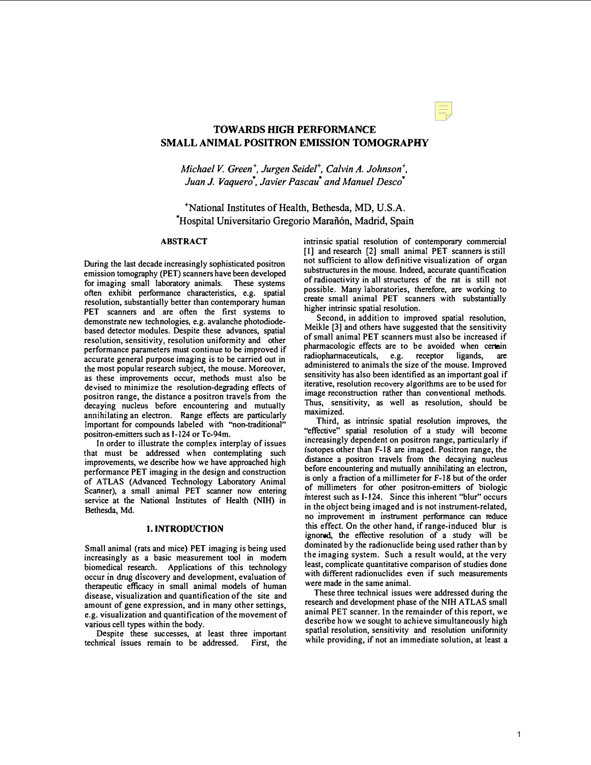# TOWARDS HIGH PERFORMANCE SMALL ANIMAL POSITRON EMISSION TOMOGRAPHY

*Michael V. Green[+], Jurgen Seidel[+], Calvin A. Johnson[+], Juan J. Vaquero[*], Javier Pascau[*] and Manuel Desco[*]*

[+]National Institutes of Health, Bethesda, MD, U.S.A.
[*]Hospital Universitario Gregorio Marañón, Madrid, Spain

## ABSTRACT

During the last decade increasingly sophisticated positron emission tomography (PET) scanners have been developed for imaging small laboratory animals. These systems often exhibit performance characteristics, e.g. spatial resolution, substantially better than contemporary human PET scanners and are often the first systems to demonstrate new technologies, e.g. avalanche photodiode-based detector modules. Despite these advances, spatial resolution, sensitivity, resolution uniformity and other performance parameters must continue to be improved if accurate general purpose imaging is to be carried out in the most popular research subject, the mouse. Moreover, as these improvements occur, methods must also be devised to minimize the resolution-degrading effects of positron range, the distance a positron travels from the decaying nucleus before encountering and mutually annihilating an electron. Range effects are particularly important for compounds labeled with "non-traditional" positron-emitters such as I-124 or Tc-94m.

In order to illustrate the complex interplay of issues that must be addressed when contemplating such improvements, we describe how we have approached high performance PET imaging in the design and construction of ATLAS (Advanced Technology Laboratory Animal Scanner), a small animal PET scanner now entering service at the National Institutes of Health (NIH) in Bethesda, Md.

## 1. INTRODUCTION

Small animal (rats and mice) PET imaging is being used increasingly as a basic measurement tool in modern biomedical research. Applications of this technology occur in drug discovery and development, evaluation of therapeutic efficacy in small animal models of human disease, visualization and quantification of the site and amount of gene expression, and in many other settings, e.g. visualization and quantification of the movement of various cell types within the body.

Despite these successes, at least three important technical issues remain to be addressed. First, the intrinsic spatial resolution of contemporary commercial [1] and research [2] small animal PET scanners is still not sufficient to allow definitive visualization of organ substructures in the mouse. Indeed, accurate quantification of radioactivity in all structures of the rat is still not possible. Many laboratories, therefore, are working to create small animal PET scanners with substantially higher intrinsic spatial resolution.

Second, in addition to improved spatial resolution, Meikle [3] and others have suggested that the sensitivity of small animal PET scanners must also be increased if pharmacologic effects are to be avoided when certain radiopharmaceuticals, e.g. receptor ligands, are administered to animals the size of the mouse. Improved sensitivity has also been identified as an important goal if iterative, resolution recovery algorithms are to be used for image reconstruction rather than conventional methods. Thus, sensitivity, as well as resolution, should be maximized.

Third, as intrinsic spatial resolution improves, the "effective" spatial resolution of a study will become increasingly dependent on positron range, particularly if isotopes other than F-18 are imaged. Positron range, the distance a positron travels from the decaying nucleus before encountering and mutually annihilating an electron, is only a fraction of a millimeter for F-18 but of the order of millimeters for other positron-emitters of biologic interest such as I-124. Since this inherent "blur" occurs in the object being imaged and is not instrument-related, no improvement in instrument performance can reduce this effect. On the other hand, if range-induced blur is ignored, the effective resolution of a study will be dominated by the radionuclide being used rather than by the imaging system. Such a result would, at the very least, complicate quantitative comparison of studies done with different radionuclides even if such measurements were made in the same animal.

These three technical issues were addressed during the research and development phase of the NIH ATLAS small animal PET scanner. In the remainder of this report, we describe how we sought to achieve simultaneously high spatial resolution, sensitivity and resolution uniformity while providing, if not an immediate solution, at least a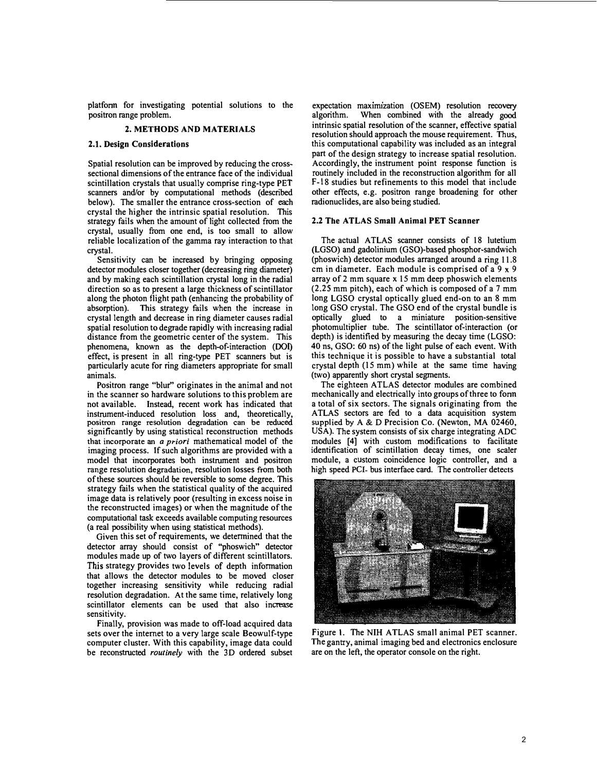platform for investigating potential solutions to the positron range problem.

## 2. METHODS AND MATERIALS

### 2.1. Design Considerations

Spatial resolution can be improved by reducing the cross-sectional dimensions of the entrance face of the individual scintillation crystals that usually comprise ring-type PET scanners and/or by computational methods (described below). The smaller the entrance cross-section of each crystal the higher the intrinsic spatial resolution. This strategy fails when the amount of light collected from the crystal, usually from one end, is too small to allow reliable localization of the gamma ray interaction to that crystal.

Sensitivity can be increased by bringing opposing detector modules closer together (decreasing ring diameter) and by making each scintillation crystal long in the radial direction so as to present a large thickness of scintillator along the photon flight path (enhancing the probability of absorption). This strategy fails when the increase in crystal length and decrease in ring diameter causes radial spatial resolution to degrade rapidly with increasing radial distance from the geometric center of the system. This phenomena, known as the depth-of-interaction (DOI) effect, is present in all ring-type PET scanners but is particularly acute for ring diameters appropriate for small animals.

Positron range "blur" originates in the animal and not in the scanner so hardware solutions to this problem are not available. Instead, recent work has indicated that instrument-induced resolution loss and, theoretically, positron range resolution degradation can be reduced significantly by using statistical reconstruction methods that incorporate an *a priori* mathematical model of the imaging process. If such algorithms are provided with a model that incorporates both instrument and positron range resolution degradation, resolution losses from both of these sources should be reversible to some degree. This strategy fails when the statistical quality of the acquired image data is relatively poor (resulting in excess noise in the reconstructed images) or when the magnitude of the computational task exceeds available computing resources (a real possibility when using statistical methods).

Given this set of requirements, we determined that the detector array should consist of "phoswich" detector modules made up of two layers of different scintillators. This strategy provides two levels of depth information that allows the detector modules to be moved closer together increasing sensitivity while reducing radial resolution degradation. At the same time, relatively long scintillator elements can be used that also increase sensitivity.

Finally, provision was made to off-load acquired data sets over the internet to a very large scale Beowulf-type computer cluster. With this capability, image data could be reconstructed *routinely* with the 3D ordered subset expectation maximization (OSEM) resolution recovery algorithm. When combined with the already good intrinsic spatial resolution of the scanner, effective spatial resolution should approach the mouse requirement. Thus, this computational capability was included as an integral part of the design strategy to increase spatial resolution. Accordingly, the instrument point response function is routinely included in the reconstruction algorithm for all F-18 studies but refinements to this model that include other effects, e.g. positron range broadening for other radionuclides, are also being studied.

### 2.2 The ATLAS Small Animal PET Scanner

The actual ATLAS scanner consists of 18 lutetium (LGSO) and gadolinium (GSO)-based phosphor-sandwich (phoswich) detector modules arranged around a ring 11.8 cm in diameter. Each module is comprised of a 9 x 9 array of 2 mm square x 15 mm deep phoswich elements (2.25 mm pitch), each of which is composed of a 7 mm long LGSO crystal optically glued end-on to an 8 mm long GSO crystal. The GSO end of the crystal bundle is optically glued to a miniature position-sensitive photomultiplier tube. The scintillator of-interaction (or depth) is identified by measuring the decay time (LGSO: 40 ns, GSO: 60 ns) of the light pulse of each event. With this technique it is possible to have a substantial total crystal depth (15 mm) while at the same time having (two) apparently short crystal segments.

The eighteen ATLAS detector modules are combined mechanically and electrically into groups of three to form a total of six sectors. The signals originating from the ATLAS sectors are fed to a data acquisition system supplied by A & D Precision Co. (Newton, MA 02460, USA). The system consists of six charge integrating ADC modules [4] with custom modifications to facilitate identification of scintillation decay times, one scaler module, a custom coincidence logic controller, and a high speed PCI- bus interface card. The controller detects

Figure 1. The NIH ATLAS small animal PET scanner. The gantry, animal imaging bed and electronics enclosure are on the left, the operator console on the right.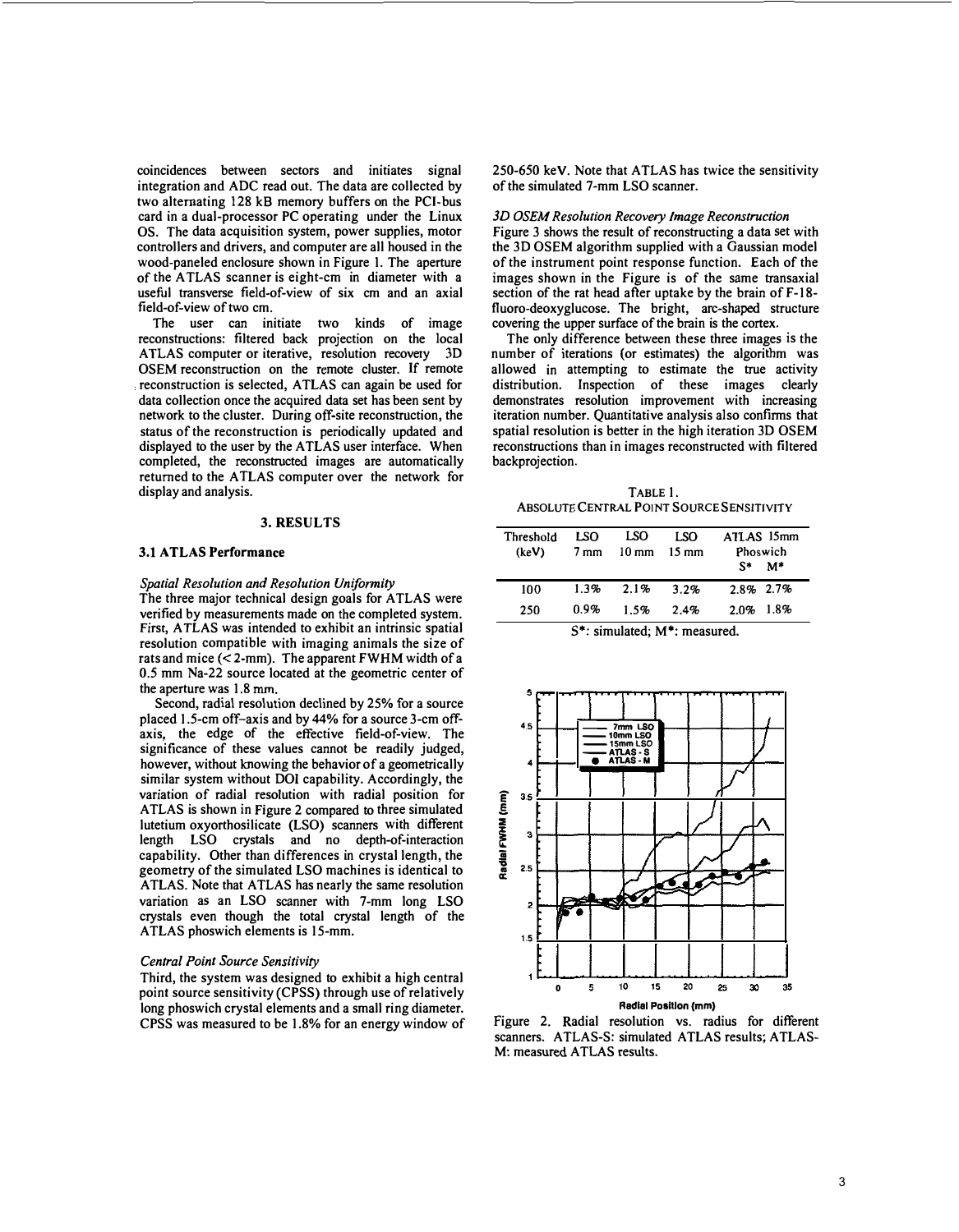coincidences between sectors and initiates signal integration and ADC read out. The data are collected by two alternating 128 kB memory buffers on the PCI-bus card in a dual-processor PC operating under the Linux OS. The data acquisition system, power supplies, motor controllers and drivers, and computer are all housed in the wood-paneled enclosure shown in Figure 1. The aperture of the ATLAS scanner is eight-cm in diameter with a useful transverse field-of-view of six cm and an axial field-of-view of two cm.

The user can initiate two kinds of image reconstructions: filtered back projection on the local ATLAS computer or iterative, resolution recovery 3D OSEM reconstruction on the remote cluster. If remote reconstruction is selected, ATLAS can again be used for data collection once the acquired data set has been sent by network to the cluster. During off-site reconstruction, the status of the reconstruction is periodically updated and displayed to the user by the ATLAS user interface. When completed, the reconstructed images are automatically returned to the ATLAS computer over the network for display and analysis.

## 3. RESULTS

### 3.1 ATLAS Performance

*Spatial Resolution and Resolution Uniformity*

The three major technical design goals for ATLAS were verified by measurements made on the completed system. First, ATLAS was intended to exhibit an intrinsic spatial resolution compatible with imaging animals the size of rats and mice (< 2-mm). The apparent FWHM width of a 0.5 mm Na-22 source located at the geometric center of the aperture was 1.8 mm.

Second, radial resolution declined by 25% for a source placed 1.5-cm off-axis and by 44% for a source 3-cm off-axis, the edge of the effective field-of-view. The significance of these values cannot be readily judged, however, without knowing the behavior of a geometrically similar system without DOI capability. Accordingly, the variation of radial resolution with radial position for ATLAS is shown in Figure 2 compared to three simulated lutetium oxyorthosilicate (LSO) scanners with different length LSO crystals and no depth-of-interaction capability. Other than differences in crystal length, the geometry of the simulated LSO machines is identical to ATLAS. Note that ATLAS has nearly the same resolution variation as an LSO scanner with 7-mm long LSO crystals even though the total crystal length of the ATLAS phoswich elements is 15-mm.

*Central Point Source Sensitivity*

Third, the system was designed to exhibit a high central point source sensitivity (CPSS) through use of relatively long phoswich crystal elements and a small ring diameter. CPSS was measured to be 1.8% for an energy window of 250-650 keV. Note that ATLAS has twice the sensitivity of the simulated 7-mm LSO scanner.

*3D OSEM Resolution Recovery Image Reconstruction*

Figure 3 shows the result of reconstructing a data set with the 3D OSEM algorithm supplied with a Gaussian model of the instrument point response function. Each of the images shown in the Figure is of the same transaxial section of the rat head after uptake by the brain of F-18-fluoro-deoxyglucose. The bright, arc-shaped structure covering the upper surface of the brain is the cortex.

The only difference between these three images is the number of iterations (or estimates) the algorithm was allowed in attempting to estimate the true activity distribution. Inspection of these images clearly demonstrates resolution improvement with increasing iteration number. Quantitative analysis also confirms that spatial resolution is better in the high iteration 3D OSEM reconstructions than in images reconstructed with filtered backprojection.

TABLE 1.
ABSOLUTE CENTRAL POINT SOURCE SENSITIVITY

| Threshold (keV) | LSO 7 mm | LSO 10 mm | LSO 15 mm | ATLAS 15mm Phoswich S* | M* |
|---|---|---|---|---|---|
| 100 | 1.3% | 2.1% | 3.2% | 2.8% | 2.7% |
| 250 | 0.9% | 1.5% | 2.4% | 2.0% | 1.8% |

S*: simulated; M*: measured.

Figure 2. Radial resolution vs. radius for different scanners. ATLAS-S: simulated ATLAS results; ATLAS-M: measured ATLAS results.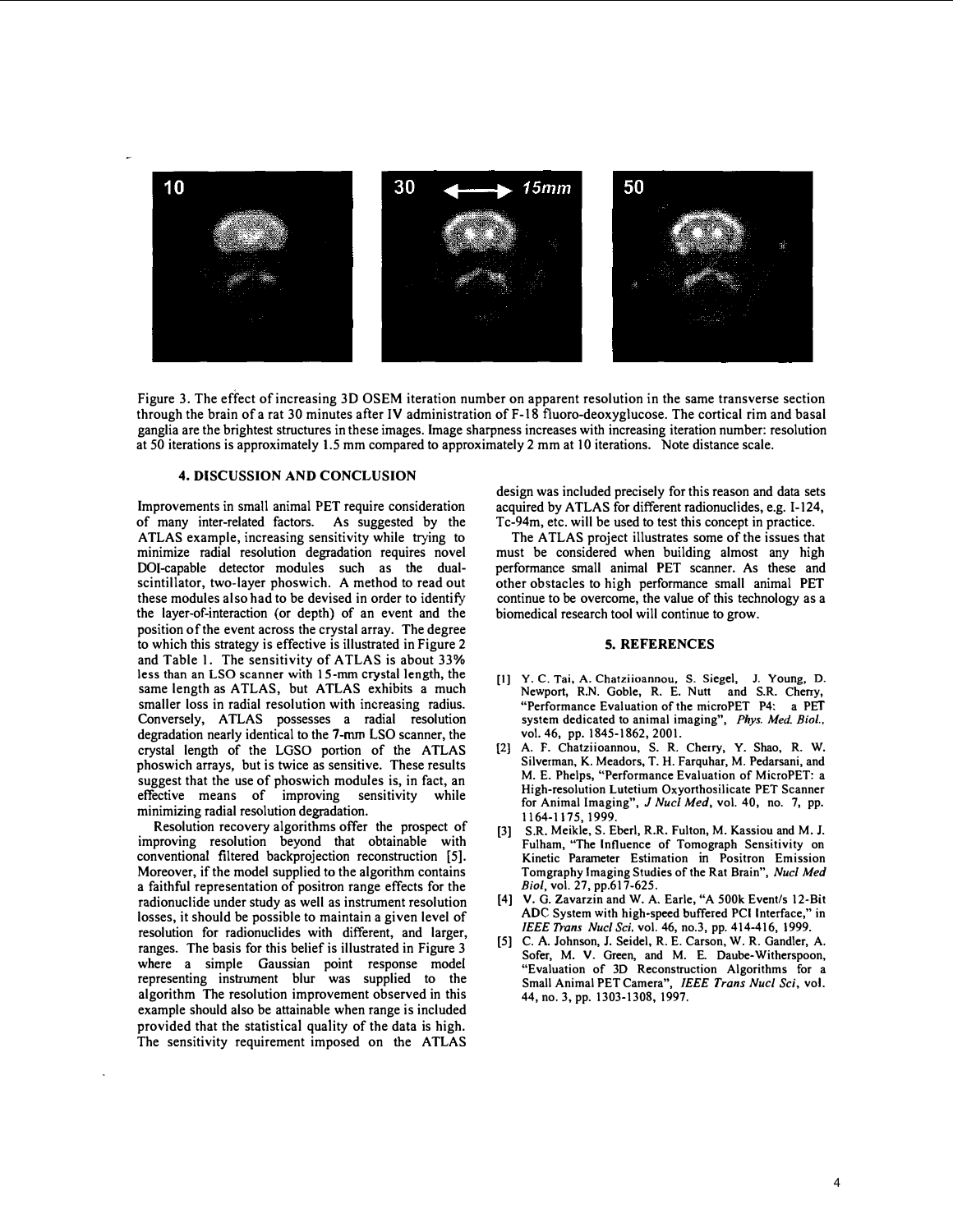10

30 15mm

50

Figure 3. The effect of increasing 3D OSEM iteration number on apparent resolution in the same transverse section through the brain of a rat 30 minutes after IV administration of F-18 fluoro-deoxyglucose. The cortical rim and basal ganglia are the brightest structures in these images. Image sharpness increases with increasing iteration number: resolution at 50 iterations is approximately 1.5 mm compared to approximately 2 mm at 10 iterations. Note distance scale.

## 4. DISCUSSION AND CONCLUSION

Improvements in small animal PET require consideration of many inter-related factors. As suggested by the ATLAS example, increasing sensitivity while trying to minimize radial resolution degradation requires novel DOI-capable detector modules such as the dual-scintillator, two-layer phoswich. A method to read out these modules also had to be devised in order to identify the layer-of-interaction (or depth) of an event and the position of the event across the crystal array. The degree to which this strategy is effective is illustrated in Figure 2 and Table 1. The sensitivity of ATLAS is about 33% less than an LSO scanner with 15-mm crystal length, the same length as ATLAS, but ATLAS exhibits a much smaller loss in radial resolution with increasing radius. Conversely, ATLAS possesses a radial resolution degradation nearly identical to the 7-mm LSO scanner, the crystal length of the LGSO portion of the ATLAS phoswich arrays, but is twice as sensitive. These results suggest that the use of phoswich modules is, in fact, an effective means of improving sensitivity while minimizing radial resolution degradation.

Resolution recovery algorithms offer the prospect of improving resolution beyond that obtainable with conventional filtered backprojection reconstruction [5]. Moreover, if the model supplied to the algorithm contains a faithful representation of positron range effects for the radionuclide under study as well as instrument resolution losses, it should be possible to maintain a given level of resolution for radionuclides with different, and larger, ranges. The basis for this belief is illustrated in Figure 3 where a simple Gaussian point response model representing instrument blur was supplied to the algorithm The resolution improvement observed in this example should also be attainable when range is included provided that the statistical quality of the data is high. The sensitivity requirement imposed on the ATLAS design was included precisely for this reason and data sets acquired by ATLAS for different radionuclides, e.g. I-124, Tc-94m, etc. will be used to test this concept in practice.

The ATLAS project illustrates some of the issues that must be considered when building almost any high performance small animal PET scanner. As these and other obstacles to high performance small animal PET continue to be overcome, the value of this technology as a biomedical research tool will continue to grow.

## 5. REFERENCES

[1] Y. C. Tai, A. Chatziioannou, S. Siegel, J. Young, D. Newport, R.N. Goble, R. E. Nutt and S.R. Cherry, "Performance Evaluation of the microPET P4: a PET system dedicated to animal imaging", *Phys. Med. Biol.*, vol. 46, pp. 1845-1862, 2001.

[2] A. F. Chatziioannou, S. R. Cherry, Y. Shao, R. W. Silverman, K. Meadors, T. H. Farquhar, M. Pedarsani, and M. E. Phelps, "Performance Evaluation of MicroPET: a High-resolution Lutetium Oxyorthosilicate PET Scanner for Animal Imaging", *J Nucl Med*, vol. 40, no. 7, pp. 1164-1175, 1999.

[3] S.R. Meikle, S. Eberl, R.R. Fulton, M. Kassiou and M. J. Fulham, "The Influence of Tomograph Sensitivity on Kinetic Parameter Estimation in Positron Emission Tomgraphy Imaging Studies of the Rat Brain", *Nucl Med Biol*, vol. 27, pp.617-625.

[4] V. G. Zavarzin and W. A. Earle, "A 500k Event/s 12-Bit ADC System with high-speed buffered PCI Interface," in *IEEE Trans Nucl Sci.* vol. 46, no.3, pp. 414-416, 1999.

[5] C. A. Johnson, J. Seidel, R. E. Carson, W. R. Gandler, A. Sofer, M. V. Green, and M. E. Daube-Witherspoon, "Evaluation of 3D Reconstruction Algorithms for a Small Animal PET Camera", *IEEE Trans Nucl Sci*, vol. 44, no. 3, pp. 1303-1308, 1997.